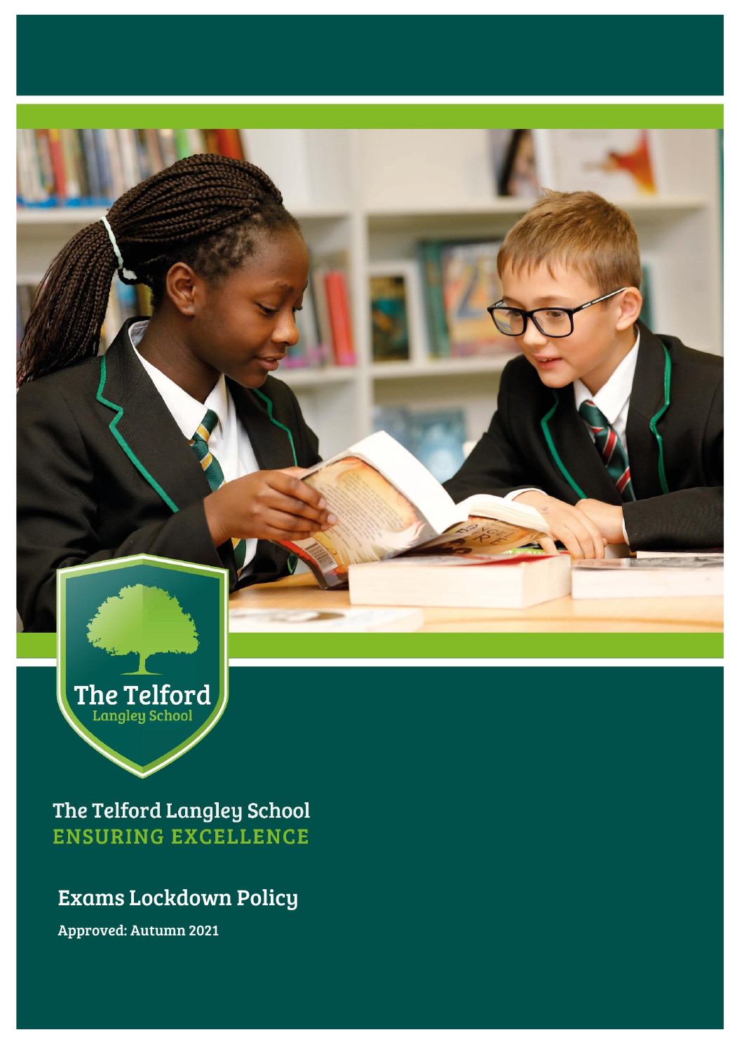The Telford Langley School

# The Telford Langley School

ENSURING EXCELLENCE

## Exams Lockdown Policy

Approved: Autumn 2021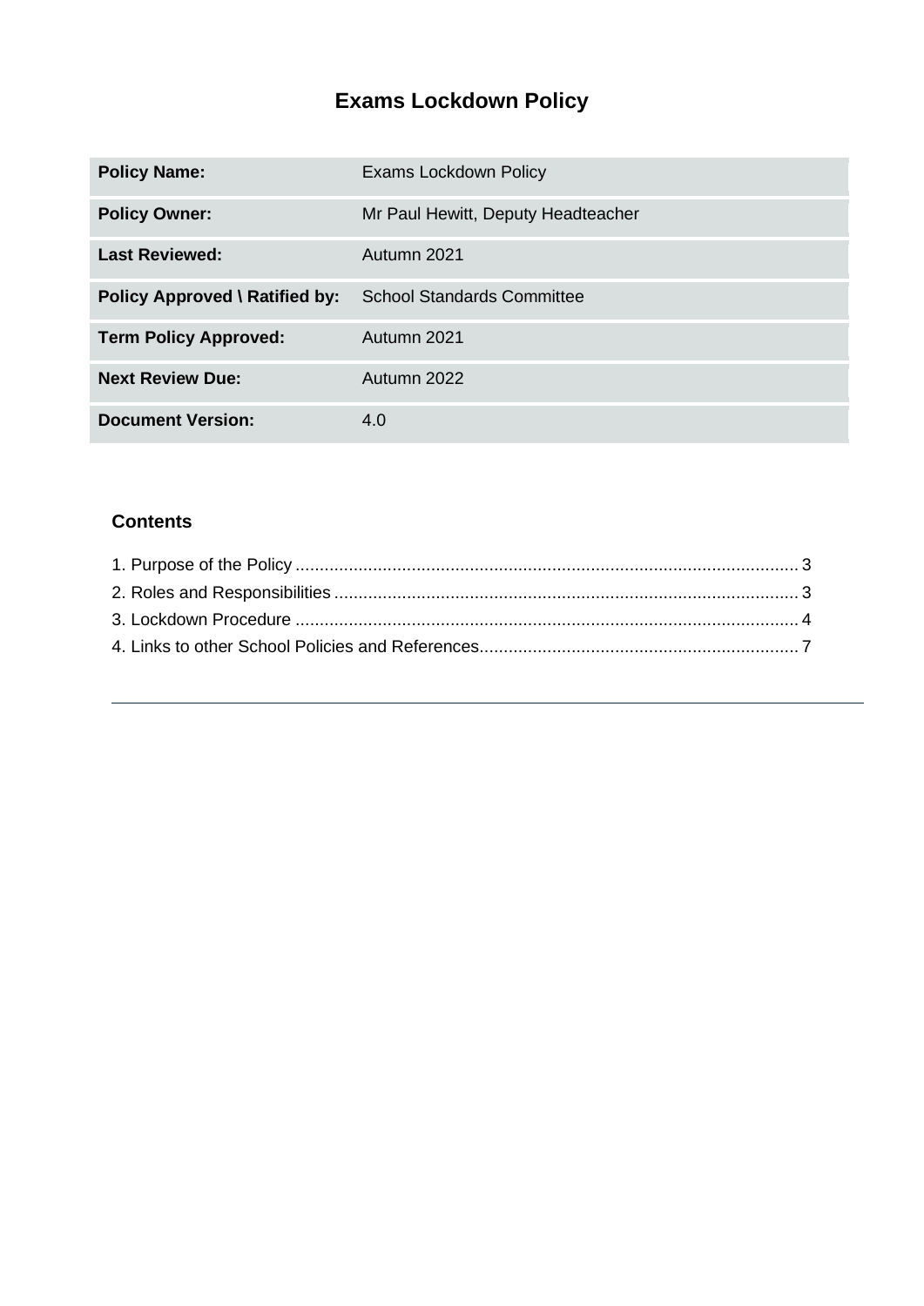# Exams Lockdown Policy

| Policy Name: | Exams Lockdown Policy |
| --- | --- |
| Policy Owner: | Mr Paul Hewitt, Deputy Headteacher |
| Last Reviewed: | Autumn 2021 |
| Policy Approved \ Ratified by: | School Standards Committee |
| Term Policy Approved: | Autumn 2021 |
| Next Review Due: | Autumn 2022 |
| Document Version: | 4.0 |

## Contents

1. Purpose of the Policy ........................................................................................................ 3
2. Roles and Responsibilities ................................................................................................ 3
3. Lockdown Procedure ........................................................................................................ 4
4. Links to other School Policies and References.................................................................. 7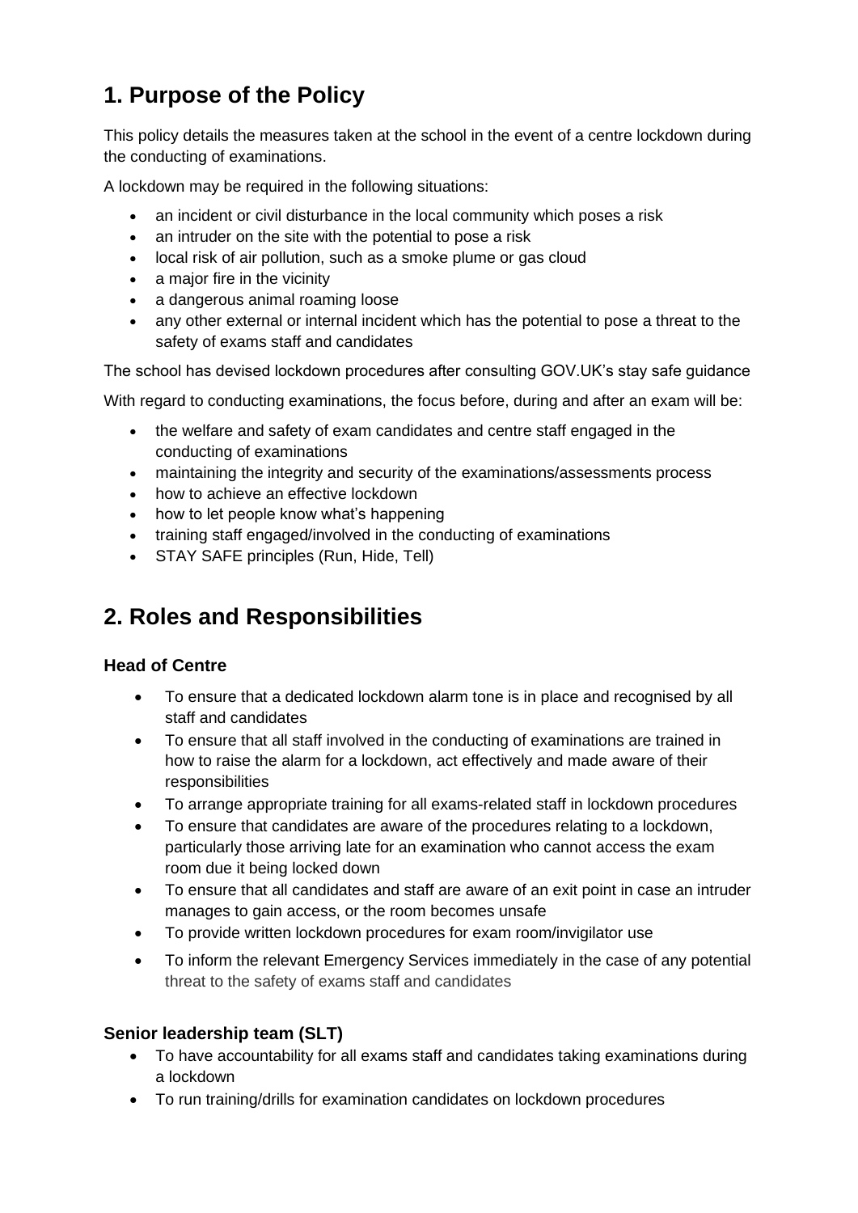## 1. Purpose of the Policy

This policy details the measures taken at the school in the event of a centre lockdown during the conducting of examinations.

A lockdown may be required in the following situations:

- an incident or civil disturbance in the local community which poses a risk
- an intruder on the site with the potential to pose a risk
- local risk of air pollution, such as a smoke plume or gas cloud
- a major fire in the vicinity
- a dangerous animal roaming loose
- any other external or internal incident which has the potential to pose a threat to the safety of exams staff and candidates

The school has devised lockdown procedures after consulting GOV.UK's stay safe guidance

With regard to conducting examinations, the focus before, during and after an exam will be:

- the welfare and safety of exam candidates and centre staff engaged in the conducting of examinations
- maintaining the integrity and security of the examinations/assessments process
- how to achieve an effective lockdown
- how to let people know what's happening
- training staff engaged/involved in the conducting of examinations
- STAY SAFE principles (Run, Hide, Tell)

## 2. Roles and Responsibilities

### Head of Centre

- To ensure that a dedicated lockdown alarm tone is in place and recognised by all staff and candidates
- To ensure that all staff involved in the conducting of examinations are trained in how to raise the alarm for a lockdown, act effectively and made aware of their responsibilities
- To arrange appropriate training for all exams-related staff in lockdown procedures
- To ensure that candidates are aware of the procedures relating to a lockdown, particularly those arriving late for an examination who cannot access the exam room due it being locked down
- To ensure that all candidates and staff are aware of an exit point in case an intruder manages to gain access, or the room becomes unsafe
- To provide written lockdown procedures for exam room/invigilator use
- To inform the relevant Emergency Services immediately in the case of any potential threat to the safety of exams staff and candidates

### Senior leadership team (SLT)

- To have accountability for all exams staff and candidates taking examinations during a lockdown
- To run training/drills for examination candidates on lockdown procedures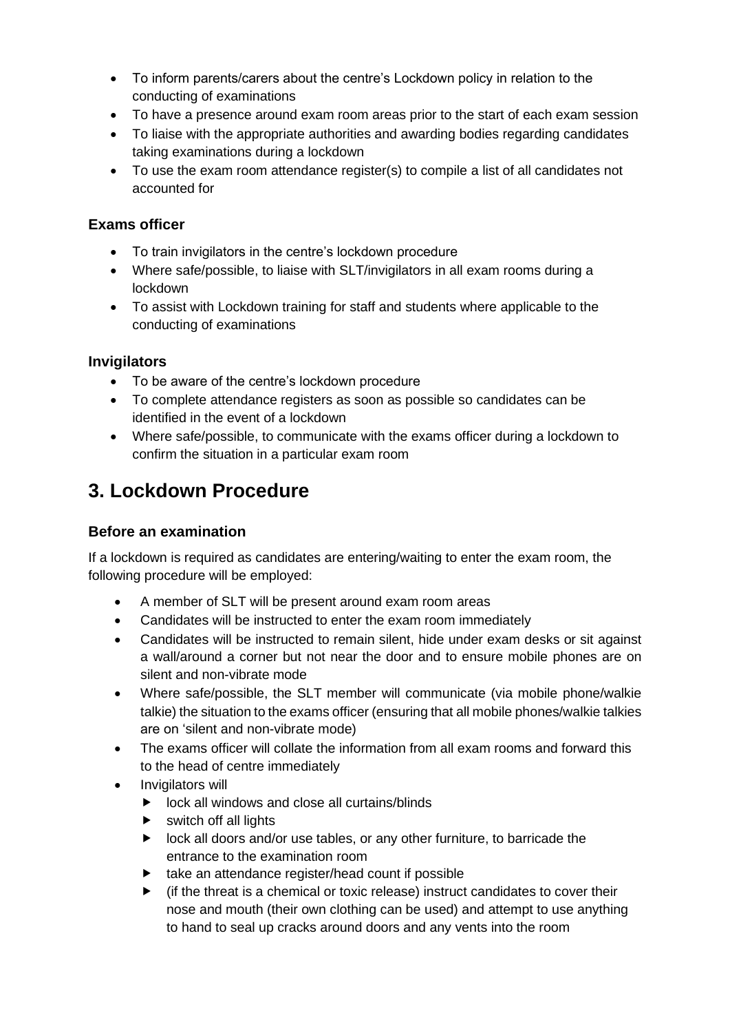- To inform parents/carers about the centre's Lockdown policy in relation to the conducting of examinations
- To have a presence around exam room areas prior to the start of each exam session
- To liaise with the appropriate authorities and awarding bodies regarding candidates taking examinations during a lockdown
- To use the exam room attendance register(s) to compile a list of all candidates not accounted for

### Exams officer

- To train invigilators in the centre's lockdown procedure
- Where safe/possible, to liaise with SLT/invigilators in all exam rooms during a lockdown
- To assist with Lockdown training for staff and students where applicable to the conducting of examinations

### Invigilators

- To be aware of the centre's lockdown procedure
- To complete attendance registers as soon as possible so candidates can be identified in the event of a lockdown
- Where safe/possible, to communicate with the exams officer during a lockdown to confirm the situation in a particular exam room

## 3. Lockdown Procedure

### Before an examination

If a lockdown is required as candidates are entering/waiting to enter the exam room, the following procedure will be employed:

- A member of SLT will be present around exam room areas
- Candidates will be instructed to enter the exam room immediately
- Candidates will be instructed to remain silent, hide under exam desks or sit against a wall/around a corner but not near the door and to ensure mobile phones are on silent and non-vibrate mode
- Where safe/possible, the SLT member will communicate (via mobile phone/walkie talkie) the situation to the exams officer (ensuring that all mobile phones/walkie talkies are on 'silent and non-vibrate mode)
- The exams officer will collate the information from all exam rooms and forward this to the head of centre immediately
- Invigilators will
  - lock all windows and close all curtains/blinds
  - switch off all lights
  - lock all doors and/or use tables, or any other furniture, to barricade the entrance to the examination room
  - take an attendance register/head count if possible
  - (if the threat is a chemical or toxic release) instruct candidates to cover their nose and mouth (their own clothing can be used) and attempt to use anything to hand to seal up cracks around doors and any vents into the room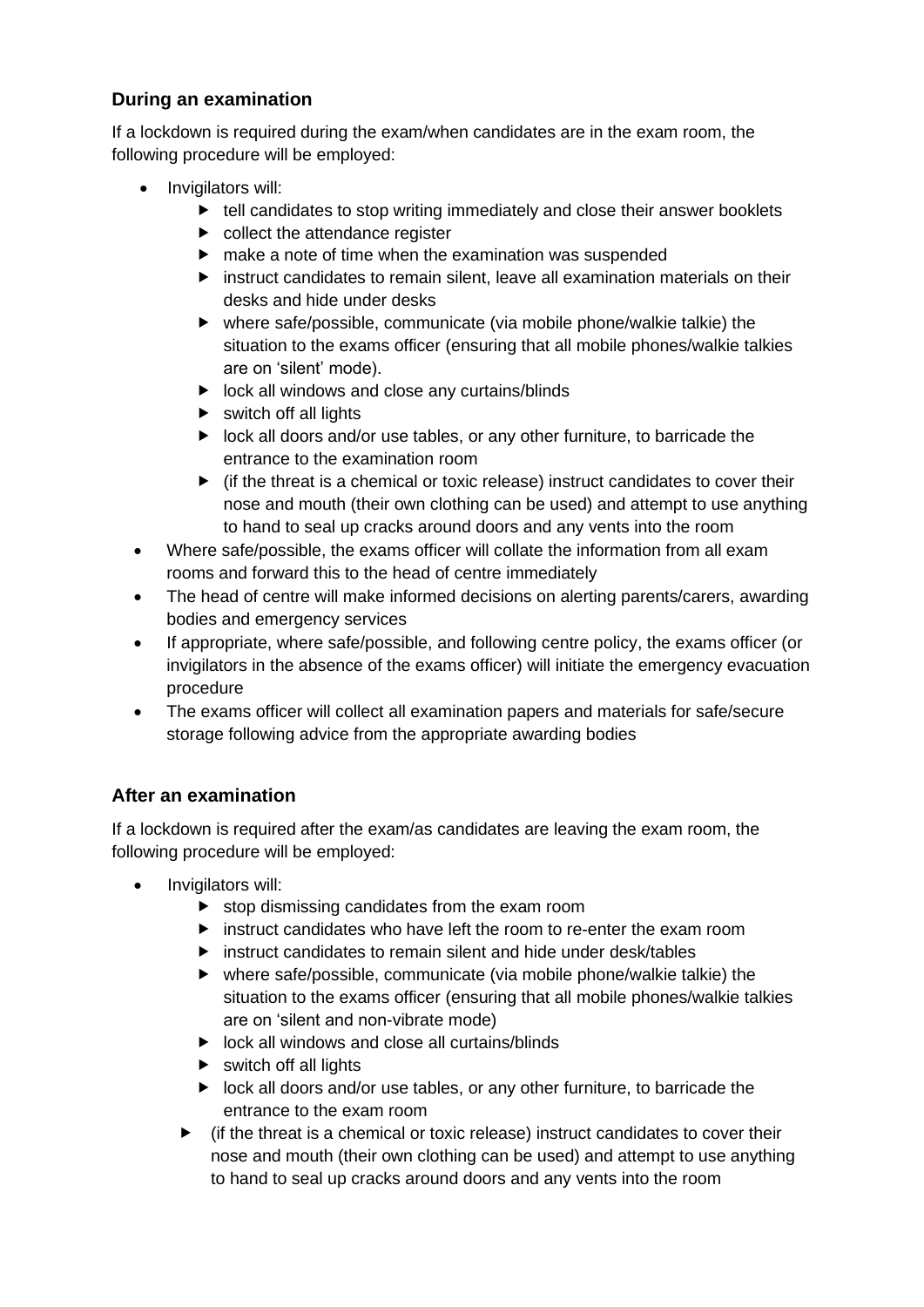### During an examination

If a lockdown is required during the exam/when candidates are in the exam room, the following procedure will be employed:

- Invigilators will:
  - tell candidates to stop writing immediately and close their answer booklets
  - collect the attendance register
  - make a note of time when the examination was suspended
  - instruct candidates to remain silent, leave all examination materials on their desks and hide under desks
  - where safe/possible, communicate (via mobile phone/walkie talkie) the situation to the exams officer (ensuring that all mobile phones/walkie talkies are on 'silent' mode).
  - lock all windows and close any curtains/blinds
  - switch off all lights
  - lock all doors and/or use tables, or any other furniture, to barricade the entrance to the examination room
  - (if the threat is a chemical or toxic release) instruct candidates to cover their nose and mouth (their own clothing can be used) and attempt to use anything to hand to seal up cracks around doors and any vents into the room
- Where safe/possible, the exams officer will collate the information from all exam rooms and forward this to the head of centre immediately
- The head of centre will make informed decisions on alerting parents/carers, awarding bodies and emergency services
- If appropriate, where safe/possible, and following centre policy, the exams officer (or invigilators in the absence of the exams officer) will initiate the emergency evacuation procedure
- The exams officer will collect all examination papers and materials for safe/secure storage following advice from the appropriate awarding bodies

### After an examination

If a lockdown is required after the exam/as candidates are leaving the exam room, the following procedure will be employed:

- Invigilators will:
  - stop dismissing candidates from the exam room
  - instruct candidates who have left the room to re-enter the exam room
  - instruct candidates to remain silent and hide under desk/tables
  - where safe/possible, communicate (via mobile phone/walkie talkie) the situation to the exams officer (ensuring that all mobile phones/walkie talkies are on 'silent and non-vibrate mode)
  - lock all windows and close all curtains/blinds
  - switch off all lights
  - lock all doors and/or use tables, or any other furniture, to barricade the entrance to the exam room
  - (if the threat is a chemical or toxic release) instruct candidates to cover their nose and mouth (their own clothing can be used) and attempt to use anything to hand to seal up cracks around doors and any vents into the room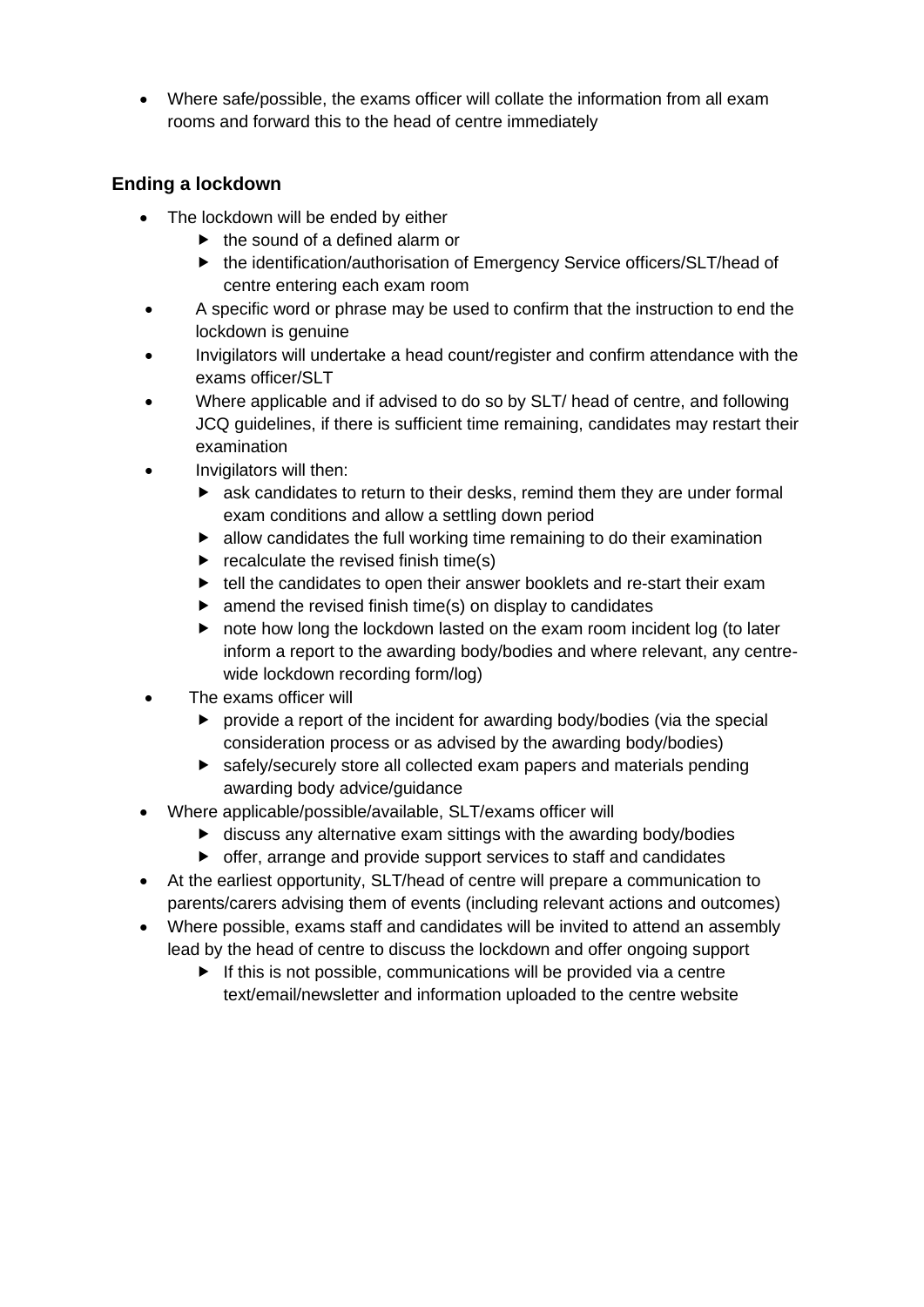- Where safe/possible, the exams officer will collate the information from all exam rooms and forward this to the head of centre immediately

### Ending a lockdown

- The lockdown will be ended by either
    - the sound of a defined alarm or
    - the identification/authorisation of Emergency Service officers/SLT/head of centre entering each exam room
- A specific word or phrase may be used to confirm that the instruction to end the lockdown is genuine
- Invigilators will undertake a head count/register and confirm attendance with the exams officer/SLT
- Where applicable and if advised to do so by SLT/ head of centre, and following JCQ guidelines, if there is sufficient time remaining, candidates may restart their examination
- Invigilators will then:
    - ask candidates to return to their desks, remind them they are under formal exam conditions and allow a settling down period
    - allow candidates the full working time remaining to do their examination
    - recalculate the revised finish time(s)
    - tell the candidates to open their answer booklets and re-start their exam
    - amend the revised finish time(s) on display to candidates
    - note how long the lockdown lasted on the exam room incident log (to later inform a report to the awarding body/bodies and where relevant, any centre-wide lockdown recording form/log)
- The exams officer will
    - provide a report of the incident for awarding body/bodies (via the special consideration process or as advised by the awarding body/bodies)
    - safely/securely store all collected exam papers and materials pending awarding body advice/guidance
- Where applicable/possible/available, SLT/exams officer will
    - discuss any alternative exam sittings with the awarding body/bodies
    - offer, arrange and provide support services to staff and candidates
- At the earliest opportunity, SLT/head of centre will prepare a communication to parents/carers advising them of events (including relevant actions and outcomes)
- Where possible, exams staff and candidates will be invited to attend an assembly lead by the head of centre to discuss the lockdown and offer ongoing support
    - If this is not possible, communications will be provided via a centre text/email/newsletter and information uploaded to the centre website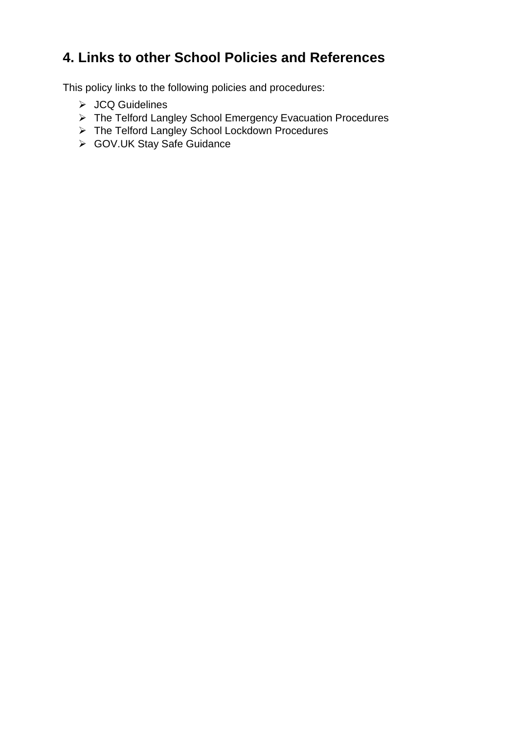## 4. Links to other School Policies and References

This policy links to the following policies and procedures:

- JCQ Guidelines
- The Telford Langley School Emergency Evacuation Procedures
- The Telford Langley School Lockdown Procedures
- GOV.UK Stay Safe Guidance